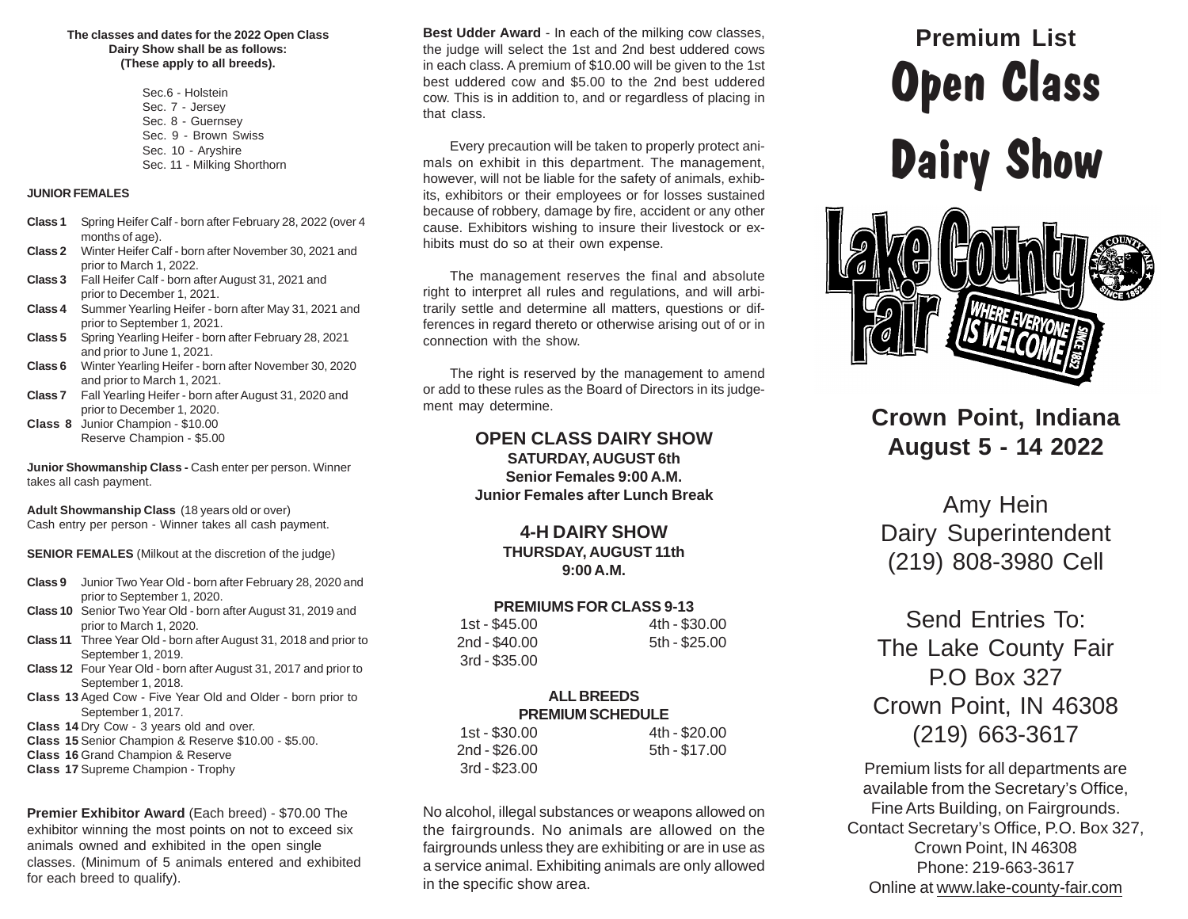**The classes and dates for the 2022 Open Class Dairy Show shall be as follows: (These apply to all breeds).**

Sec.6 - Holstein
Sec. 7 - Jersey
Sec. 8 - Guernsey
Sec. 9 - Brown Swiss
Sec. 10 - Aryshire
Sec. 11 - Milking Shorthorn

**JUNIOR FEMALES**

**Class 1** Spring Heifer Calf - born after February 28, 2022 (over 4 months of age).
**Class 2** Winter Heifer Calf - born after November 30, 2021 and prior to March 1, 2022.
**Class 3** Fall Heifer Calf - born after August 31, 2021 and prior to December 1, 2021.
**Class 4** Summer Yearling Heifer - born after May 31, 2021 and prior to September 1, 2021.
**Class 5** Spring Yearling Heifer - born after February 28, 2021 and prior to June 1, 2021.
**Class 6** Winter Yearling Heifer - born after November 30, 2020 and prior to March 1, 2021.
**Class 7** Fall Yearling Heifer - born after August 31, 2020 and prior to December 1, 2020.
**Class 8** Junior Champion - $10.00
Reserve Champion - $5.00

**Junior Showmanship Class -** Cash enter per person. Winner takes all cash payment.

**Adult Showmanship Class** (18 years old or over)
Cash entry per person - Winner takes all cash payment.

**SENIOR FEMALES** (Milkout at the discretion of the judge)

**Class 9** Junior Two Year Old - born after February 28, 2020 and prior to September 1, 2020.
**Class 10** Senior Two Year Old - born after August 31, 2019 and prior to March 1, 2020.
**Class 11** Three Year Old - born after August 31, 2018 and prior to September 1, 2019.
**Class 12** Four Year Old - born after August 31, 2017 and prior to September 1, 2018.
**Class 13** Aged Cow - Five Year Old and Older - born prior to September 1, 2017.
**Class 14** Dry Cow - 3 years old and over.
**Class 15** Senior Champion & Reserve $10.00 - $5.00.
**Class 16** Grand Champion & Reserve
**Class 17** Supreme Champion - Trophy

**Premier Exhibitor Award** (Each breed) - $70.00 The exhibitor winning the most points on not to exceed six animals owned and exhibited in the open single classes. (Minimum of 5 animals entered and exhibited for each breed to qualify).

**Best Udder Award** - In each of the milking cow classes, the judge will select the 1st and 2nd best uddered cows in each class. A premium of $10.00 will be given to the 1st best uddered cow and $5.00 to the 2nd best uddered cow. This is in addition to, and or regardless of placing in that class.

Every precaution will be taken to properly protect animals on exhibit in this department. The management, however, will not be liable for the safety of animals, exhibits, exhibitors or their employees or for losses sustained because of robbery, damage by fire, accident or any other cause. Exhibitors wishing to insure their livestock or exhibits must do so at their own expense.

The management reserves the final and absolute right to interpret all rules and regulations, and will arbitrarily settle and determine all matters, questions or differences in regard thereto or otherwise arising out of or in connection with the show.

The right is reserved by the management to amend or add to these rules as the Board of Directors in its judgement may determine.

**OPEN CLASS DAIRY SHOW**
**SATURDAY, AUGUST 6th**
**Senior Females 9:00 A.M.**
**Junior Females after Lunch Break**

**4-H DAIRY SHOW**
**THURSDAY, AUGUST 11th**
**9:00 A.M.**

**PREMIUMS FOR CLASS 9-13**

| | |
|---|---|
| 1st - $45.00 | 4th - $30.00 |
| 2nd - $40.00 | 5th - $25.00 |
| 3rd - $35.00 | |

**ALL BREEDS PREMIUM SCHEDULE**

| | |
|---|---|
| 1st - $30.00 | 4th - $20.00 |
| 2nd - $26.00 | 5th - $17.00 |
| 3rd - $23.00 | |

No alcohol, illegal substances or weapons allowed on the fairgrounds. No animals are allowed on the fairgrounds unless they are exhibiting or are in use as a service animal. Exhibiting animals are only allowed in the specific show area.

# Premium List
# Open Class Dairy Show

Lake County Fair — Where Everyone Is Welcome — Since 1852

## Crown Point, Indiana
## August 5 - 14 2022

Amy Hein
Dairy Superintendent
(219) 808-3980 Cell

Send Entries To:
The Lake County Fair
P.O Box 327
Crown Point, IN 46308
(219) 663-3617

Premium lists for all departments are available from the Secretary's Office, Fine Arts Building, on Fairgrounds.
Contact Secretary's Office, P.O. Box 327, Crown Point, IN 46308
Phone: 219-663-3617
Online at www.lake-county-fair.com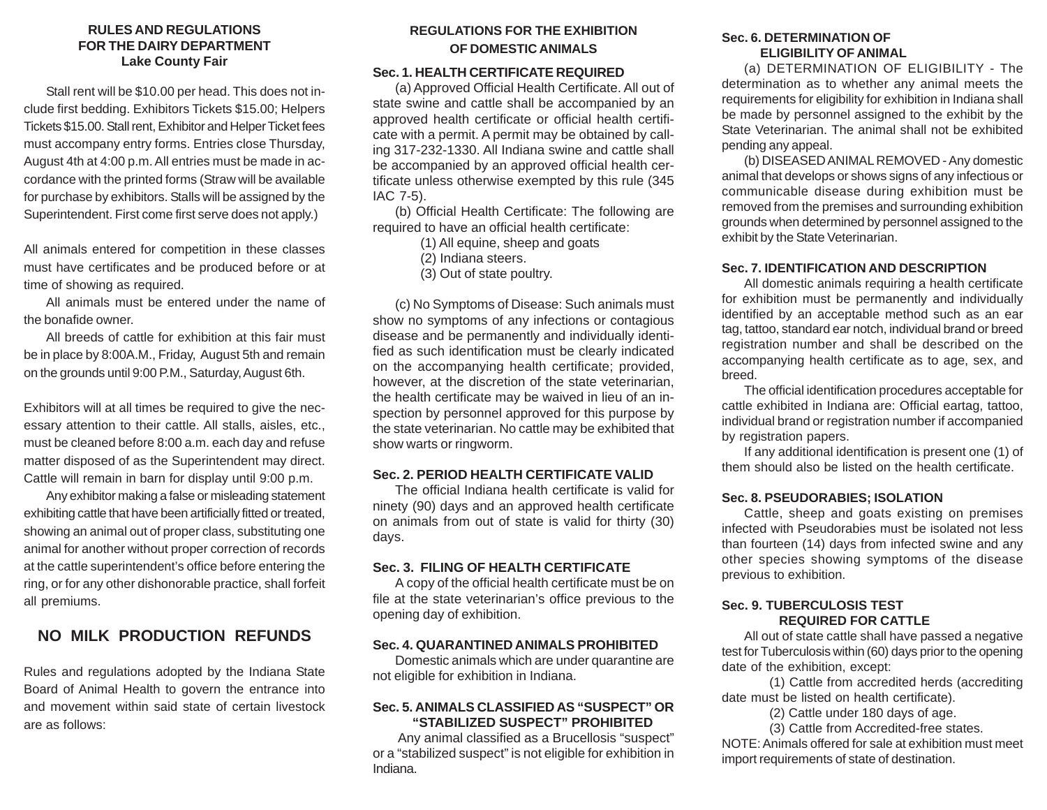## RULES AND REGULATIONS FOR THE DAIRY DEPARTMENT
### Lake County Fair

Stall rent will be $10.00 per head. This does not include first bedding. Exhibitors Tickets $15.00; Helpers Tickets $15.00. Stall rent, Exhibitor and Helper Ticket fees must accompany entry forms. Entries close Thursday, August 4th at 4:00 p.m. All entries must be made in accordance with the printed forms (Straw will be available for purchase by exhibitors. Stalls will be assigned by the Superintendent. First come first serve does not apply.)

All animals entered for competition in these classes must have certificates and be produced before or at time of showing as required.

All animals must be entered under the name of the bonafide owner.

All breeds of cattle for exhibition at this fair must be in place by 8:00A.M., Friday, August 5th and remain on the grounds until 9:00 P.M., Saturday, August 6th.

Exhibitors will at all times be required to give the necessary attention to their cattle. All stalls, aisles, etc., must be cleaned before 8:00 a.m. each day and refuse matter disposed of as the Superintendent may direct. Cattle will remain in barn for display until 9:00 p.m.

Any exhibitor making a false or misleading statement exhibiting cattle that have been artificially fitted or treated, showing an animal out of proper class, substituting one animal for another without proper correction of records at the cattle superintendent's office before entering the ring, or for any other dishonorable practice, shall forfeit all premiums.

## NO MILK PRODUCTION REFUNDS

Rules and regulations adopted by the Indiana State Board of Animal Health to govern the entrance into and movement within said state of certain livestock are as follows:

## REGULATIONS FOR THE EXHIBITION OF DOMESTIC ANIMALS

**Sec. 1. HEALTH CERTIFICATE REQUIRED**

(a) Approved Official Health Certificate. All out of state swine and cattle shall be accompanied by an approved health certificate or official health certificate with a permit. A permit may be obtained by calling 317-232-1330. All Indiana swine and cattle shall be accompanied by an approved official health certificate unless otherwise exempted by this rule (345 IAC 7-5).

(b) Official Health Certificate: The following are required to have an official health certificate:

(1) All equine, sheep and goats
(2) Indiana steers.
(3) Out of state poultry.

(c) No Symptoms of Disease: Such animals must show no symptoms of any infections or contagious disease and be permanently and individually identified as such identification must be clearly indicated on the accompanying health certificate; provided, however, at the discretion of the state veterinarian, the health certificate may be waived in lieu of an inspection by personnel approved for this purpose by the state veterinarian. No cattle may be exhibited that show warts or ringworm.

**Sec. 2. PERIOD HEALTH CERTIFICATE VALID**

The official Indiana health certificate is valid for ninety (90) days and an approved health certificate on animals from out of state is valid for thirty (30) days.

**Sec. 3. FILING OF HEALTH CERTIFICATE**

A copy of the official health certificate must be on file at the state veterinarian's office previous to the opening day of exhibition.

**Sec. 4. QUARANTINED ANIMALS PROHIBITED**

Domestic animals which are under quarantine are not eligible for exhibition in Indiana.

**Sec. 5. ANIMALS CLASSIFIED AS "SUSPECT" OR "STABILIZED SUSPECT" PROHIBITED**

Any animal classified as a Brucellosis "suspect" or a "stabilized suspect" is not eligible for exhibition in Indiana.

**Sec. 6. DETERMINATION OF ELIGIBILITY OF ANIMAL**

(a) DETERMINATION OF ELIGIBILITY - The determination as to whether any animal meets the requirements for eligibility for exhibition in Indiana shall be made by personnel assigned to the exhibit by the State Veterinarian. The animal shall not be exhibited pending any appeal.

(b) DISEASED ANIMAL REMOVED - Any domestic animal that develops or shows signs of any infectious or communicable disease during exhibition must be removed from the premises and surrounding exhibition grounds when determined by personnel assigned to the exhibit by the State Veterinarian.

**Sec. 7. IDENTIFICATION AND DESCRIPTION**

All domestic animals requiring a health certificate for exhibition must be permanently and individually identified by an acceptable method such as an ear tag, tattoo, standard ear notch, individual brand or breed registration number and shall be described on the accompanying health certificate as to age, sex, and breed.

The official identification procedures acceptable for cattle exhibited in Indiana are: Official eartag, tattoo, individual brand or registration number if accompanied by registration papers.

If any additional identification is present one (1) of them should also be listed on the health certificate.

**Sec. 8. PSEUDORABIES; ISOLATION**

Cattle, sheep and goats existing on premises infected with Pseudorabies must be isolated not less than fourteen (14) days from infected swine and any other species showing symptoms of the disease previous to exhibition.

**Sec. 9. TUBERCULOSIS TEST REQUIRED FOR CATTLE**

All out of state cattle shall have passed a negative test for Tuberculosis within (60) days prior to the opening date of the exhibition, except:

(1) Cattle from accredited herds (accrediting date must be listed on health certificate).
(2) Cattle under 180 days of age.
(3) Cattle from Accredited-free states.

NOTE: Animals offered for sale at exhibition must meet import requirements of state of destination.